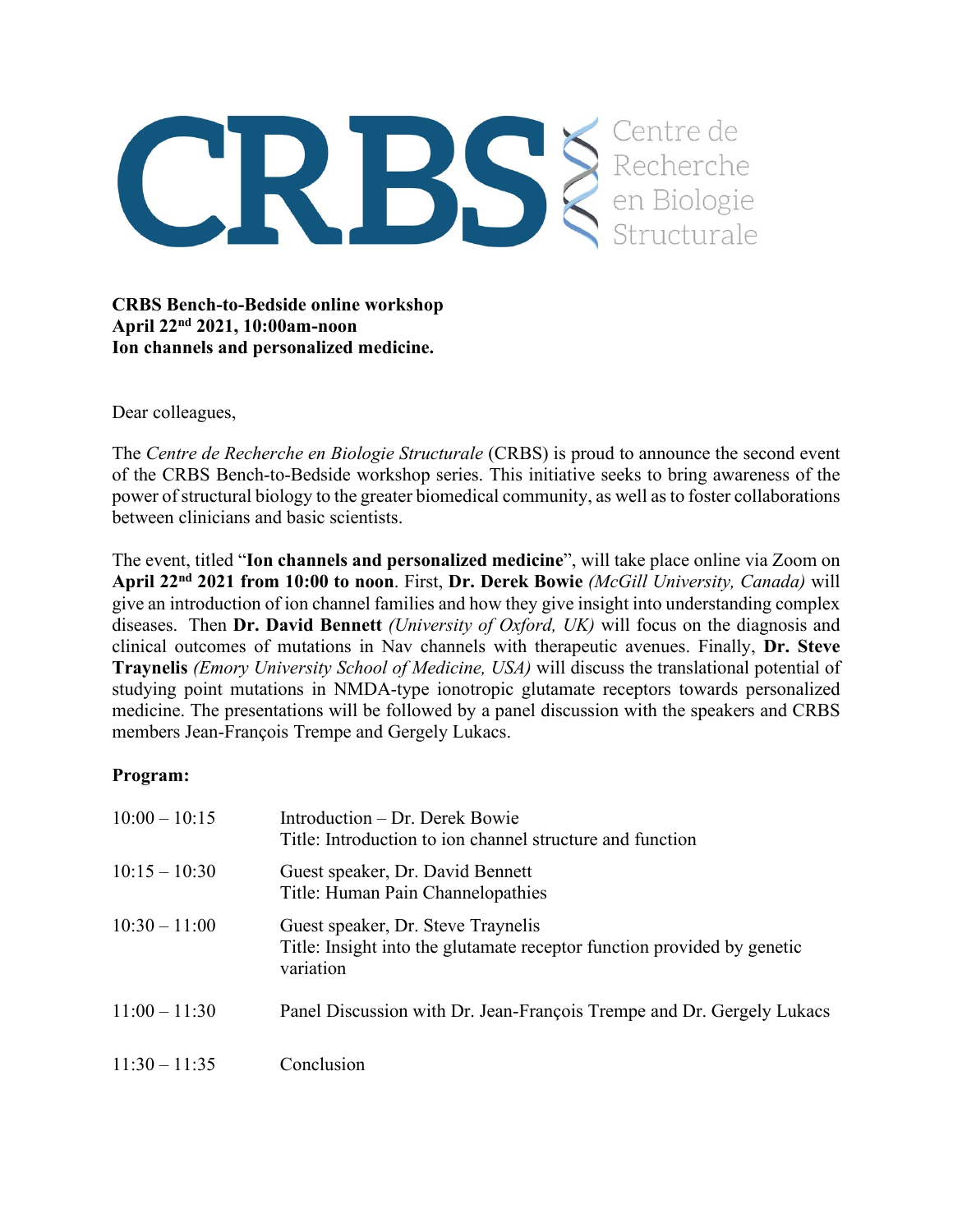CRBS Centre de Recherche en Biologie Structurale

**CRBS Bench-to-Bedside online workshop**
**April 22nd 2021, 10:00am-noon**
**Ion channels and personalized medicine.**

Dear colleagues,

The *Centre de Recherche en Biologie Structurale* (CRBS) is proud to announce the second event of the CRBS Bench-to-Bedside workshop series. This initiative seeks to bring awareness of the power of structural biology to the greater biomedical community, as well as to foster collaborations between clinicians and basic scientists.

The event, titled "**Ion channels and personalized medicine**", will take place online via Zoom on **April 22nd 2021 from 10:00 to noon**. First, **Dr. Derek Bowie** *(McGill University, Canada)* will give an introduction of ion channel families and how they give insight into understanding complex diseases. Then **Dr. David Bennett** *(University of Oxford, UK)* will focus on the diagnosis and clinical outcomes of mutations in Nav channels with therapeutic avenues. Finally, **Dr. Steve Traynelis** *(Emory University School of Medicine, USA)* will discuss the translational potential of studying point mutations in NMDA-type ionotropic glutamate receptors towards personalized medicine. The presentations will be followed by a panel discussion with the speakers and CRBS members Jean-François Trempe and Gergely Lukacs.

**Program:**

| | |
|---|---|
| 10:00 – 10:15 | Introduction – Dr. Derek Bowie<br>Title: Introduction to ion channel structure and function |
| 10:15 – 10:30 | Guest speaker, Dr. David Bennett<br>Title: Human Pain Channelopathies |
| 10:30 – 11:00 | Guest speaker, Dr. Steve Traynelis<br>Title: Insight into the glutamate receptor function provided by genetic variation |
| 11:00 – 11:30 | Panel Discussion with Dr. Jean-François Trempe and Dr. Gergely Lukacs |
| 11:30 – 11:35 | Conclusion |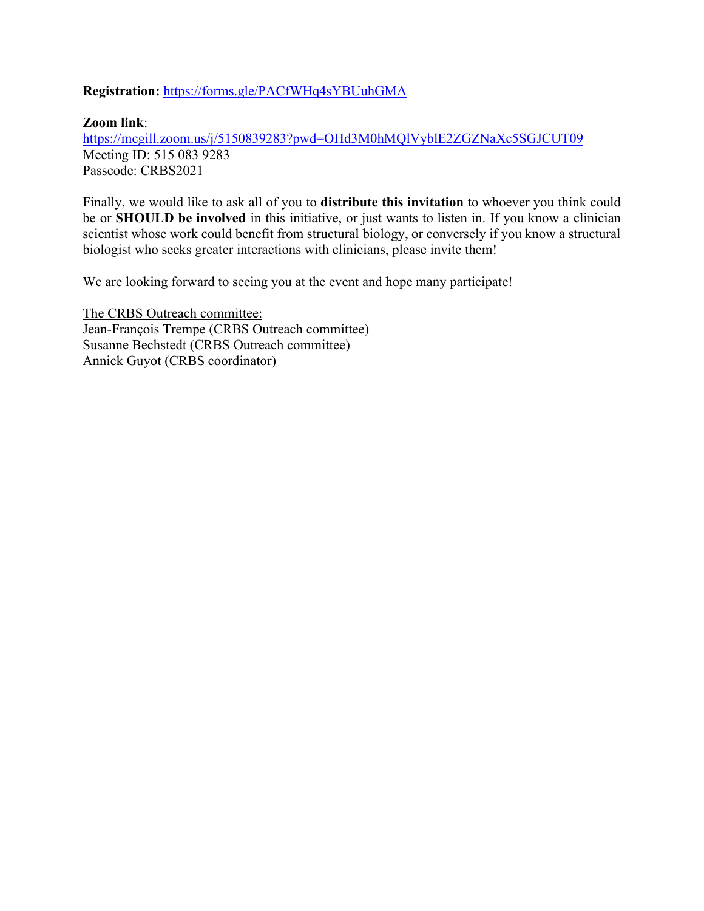**Registration:** https://forms.gle/PACfWHq4sYBUuhGMA

**Zoom link**:
https://mcgill.zoom.us/j/5150839283?pwd=OHd3M0hMQlVyblE2ZGZNaXc5SGJCUT09
Meeting ID: 515 083 9283
Passcode: CRBS2021

Finally, we would like to ask all of you to **distribute this invitation** to whoever you think could be or **SHOULD be involved** in this initiative, or just wants to listen in. If you know a clinician scientist whose work could benefit from structural biology, or conversely if you know a structural biologist who seeks greater interactions with clinicians, please invite them!

We are looking forward to seeing you at the event and hope many participate!

The CRBS Outreach committee:
Jean-François Trempe (CRBS Outreach committee)
Susanne Bechstedt (CRBS Outreach committee)
Annick Guyot (CRBS coordinator)